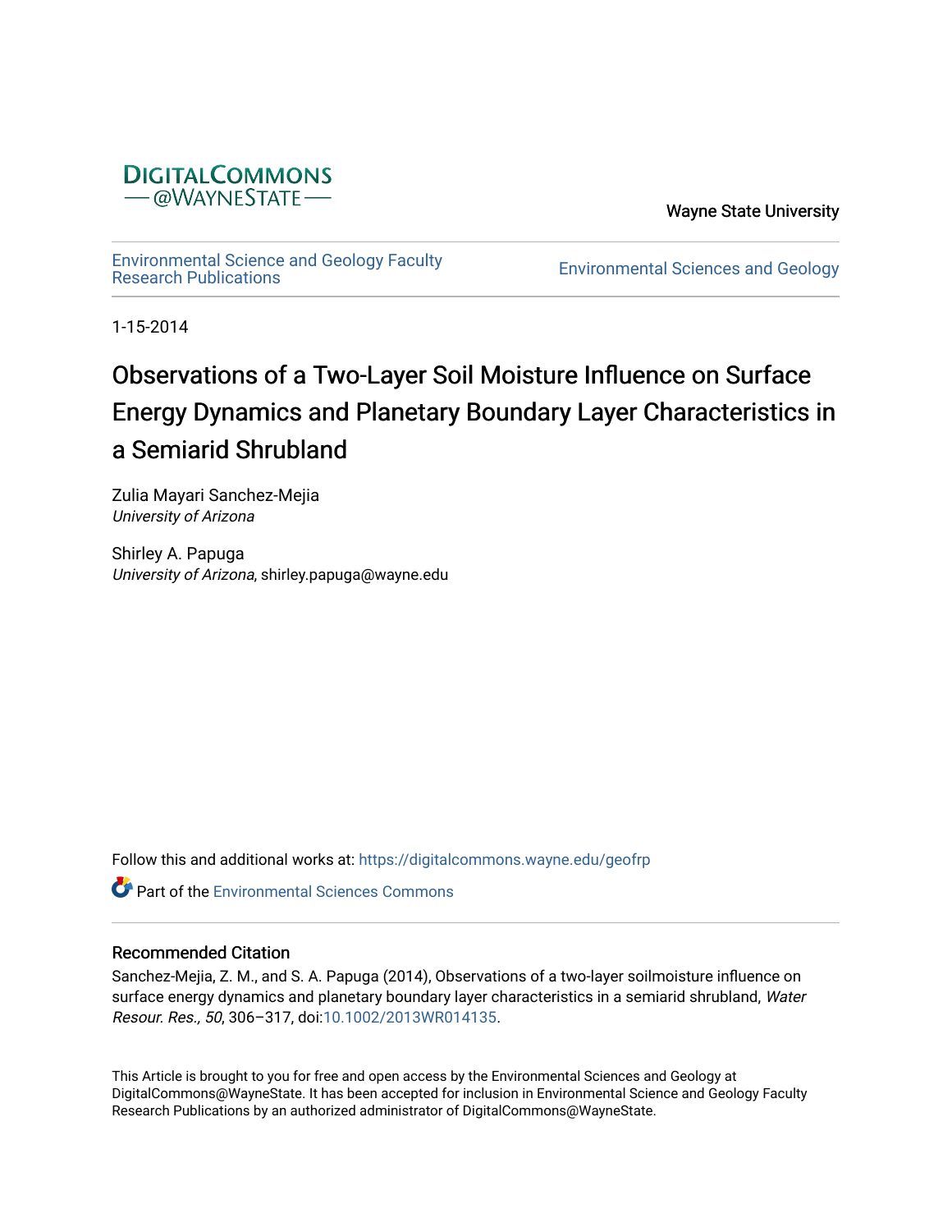DIGITALCOMMONS
@WAYNESTATE

Wayne State University

Environmental Science and Geology Faculty Research Publications

Environmental Sciences and Geology

1-15-2014

# Observations of a Two-Layer Soil Moisture Influence on Surface Energy Dynamics and Planetary Boundary Layer Characteristics in a Semiarid Shrubland

Zulia Mayari Sanchez-Mejia
*University of Arizona*

Shirley A. Papuga
*University of Arizona*, shirley.papuga@wayne.edu

Follow this and additional works at: https://digitalcommons.wayne.edu/geofrp

Part of the Environmental Sciences Commons

## Recommended Citation

Sanchez-Mejia, Z. M., and S. A. Papuga (2014), Observations of a two-layer soilmoisture influence on surface energy dynamics and planetary boundary layer characteristics in a semiarid shrubland, *Water Resour. Res., 50*, 306–317, doi:10.1002/2013WR014135.

This Article is brought to you for free and open access by the Environmental Sciences and Geology at DigitalCommons@WayneState. It has been accepted for inclusion in Environmental Science and Geology Faculty Research Publications by an authorized administrator of DigitalCommons@WayneState.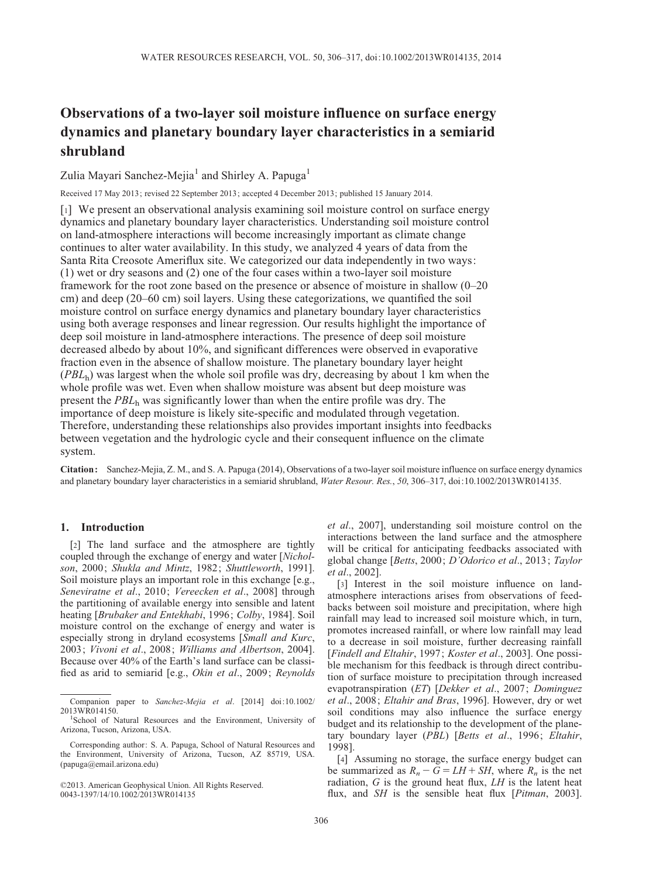# Observations of a two-layer soil moisture influence on surface energy dynamics and planetary boundary layer characteristics in a semiarid shrubland

Zulia Mayari Sanchez-Mejia[1] and Shirley A. Papuga[1]

Received 17 May 2013; revised 22 September 2013; accepted 4 December 2013; published 15 January 2014.

[1] We present an observational analysis examining soil moisture control on surface energy dynamics and planetary boundary layer characteristics. Understanding soil moisture control on land-atmosphere interactions will become increasingly important as climate change continues to alter water availability. In this study, we analyzed 4 years of data from the Santa Rita Creosote Ameriflux site. We categorized our data independently in two ways: (1) wet or dry seasons and (2) one of the four cases within a two-layer soil moisture framework for the root zone based on the presence or absence of moisture in shallow (0–20 cm) and deep (20–60 cm) soil layers. Using these categorizations, we quantified the soil moisture control on surface energy dynamics and planetary boundary layer characteristics using both average responses and linear regression. Our results highlight the importance of deep soil moisture in land-atmosphere interactions. The presence of deep soil moisture decreased albedo by about 10%, and significant differences were observed in evaporative fraction even in the absence of shallow moisture. The planetary boundary layer height ($PBL_h$) was largest when the whole soil profile was dry, decreasing by about 1 km when the whole profile was wet. Even when shallow moisture was absent but deep moisture was present the $PBL_h$ was significantly lower than when the entire profile was dry. The importance of deep moisture is likely site-specific and modulated through vegetation. Therefore, understanding these relationships also provides important insights into feedbacks between vegetation and the hydrologic cycle and their consequent influence on the climate system.

**Citation:** Sanchez-Mejia, Z. M., and S. A. Papuga (2014), Observations of a two-layer soil moisture influence on surface energy dynamics and planetary boundary layer characteristics in a semiarid shrubland, *Water Resour. Res.*, *50*, 306–317, doi:10.1002/2013WR014135.

## 1. Introduction

[2] The land surface and the atmosphere are tightly coupled through the exchange of energy and water [*Nicholson*, 2000; *Shukla and Mintz*, 1982; *Shuttleworth*, 1991]. Soil moisture plays an important role in this exchange [e.g., *Seneviratne et al.*, 2010; *Vereecken et al.*, 2008] through the partitioning of available energy into sensible and latent heating [*Brubaker and Entekhabi*, 1996; *Colby*, 1984]. Soil moisture control on the exchange of energy and water is especially strong in dryland ecosystems [*Small and Kurc*, 2003; *Vivoni et al.*, 2008; *Williams and Albertson*, 2004]. Because over 40% of the Earth's land surface can be classified as arid to semiarid [e.g., *Okin et al.*, 2009; *Reynolds et al.*, 2007], understanding soil moisture control on the interactions between the land surface and the atmosphere will be critical for anticipating feedbacks associated with global change [*Betts*, 2000; *D'Odorico et al.*, 2013; *Taylor et al.*, 2002].

[3] Interest in the soil moisture influence on land-atmosphere interactions arises from observations of feedbacks between soil moisture and precipitation, where high rainfall may lead to increased soil moisture which, in turn, promotes increased rainfall, or where low rainfall may lead to a decrease in soil moisture, further decreasing rainfall [*Findell and Eltahir*, 1997; *Koster et al.*, 2003]. One possible mechanism for this feedback is through direct contribution of surface moisture to precipitation through increased evapotranspiration (*ET*) [*Dekker et al.*, 2007; *Dominguez et al.*, 2008; *Eltahir and Bras*, 1996]. However, dry or wet soil conditions may also influence the surface energy budget and its relationship to the development of the planetary boundary layer (*PBL*) [*Betts et al.*, 1996; *Eltahir*, 1998].

[4] Assuming no storage, the surface energy budget can be summarized as $R_n - G = LH + SH$, where $R_n$ is the net radiation, $G$ is the ground heat flux, $LH$ is the latent heat flux, and $SH$ is the sensible heat flux [*Pitman*, 2003].

---

Companion paper to *Sanchez-Mejia et al.* [2014] doi:10.1002/2013WR014150.

[1]School of Natural Resources and the Environment, University of Arizona, Tucson, Arizona, USA.

Corresponding author: S. A. Papuga, School of Natural Resources and the Environment, University of Arizona, Tucson, AZ 85719, USA. (papuga@email.arizona.edu)

©2013. American Geophysical Union. All Rights Reserved.
0043-1397/14/10.1002/2013WR014135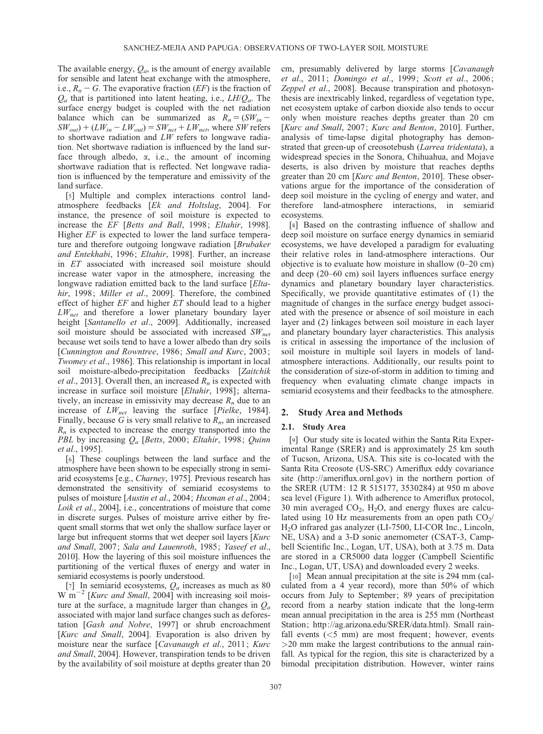The available energy, $Q_a$, is the amount of energy available for sensible and latent heat exchange with the atmosphere, i.e., $R_n - G$. The evaporative fraction ($EF$) is the fraction of $Q_a$ that is partitioned into latent heating, i.e., $LH/Q_a$. The surface energy budget is coupled with the net radiation balance which can be summarized as $R_n = (SW_{in} - SW_{out}) + (LW_{in} - LW_{out}) = SW_{net} + LW_{net}$, where $SW$ refers to shortwave radiation and $LW$ refers to longwave radiation. Net shortwave radiation is influenced by the land surface through albedo, $\alpha$, i.e., the amount of incoming shortwave radiation that is reflected. Net longwave radiation is influenced by the temperature and emissivity of the land surface.

[5] Multiple and complex interactions control land-atmosphere feedbacks [*Ek and Holtslag*, 2004]. For instance, the presence of soil moisture is expected to increase the $EF$ [*Betts and Ball*, 1998; *Eltahir*, 1998]. Higher $EF$ is expected to lower the land surface temperature and therefore outgoing longwave radiation [*Brubaker and Entekhabi*, 1996; *Eltahir*, 1998]. Further, an increase in $ET$ associated with increased soil moisture should increase water vapor in the atmosphere, increasing the longwave radiation emitted back to the land surface [*Eltahir*, 1998; *Miller et al*., 2009]. Therefore, the combined effect of higher $EF$ and higher $ET$ should lead to a higher $LW_{net}$ and therefore a lower planetary boundary layer height [*Santanello et al*., 2009]. Additionally, increased soil moisture should be associated with increased $SW_{net}$ because wet soils tend to have a lower albedo than dry soils [*Cunnington and Rowntree*, 1986; *Small and Kurc*, 2003; *Twomey et al*., 1986]. This relationship is important in local soil moisture-albedo-precipitation feedbacks [*Zaitchik et al*., 2013]. Overall then, an increased $R_n$ is expected with increase in surface soil moisture [*Eltahir*, 1998]; alternatively, an increase in emissivity may decrease $R_n$ due to an increase of $LW_{net}$ leaving the surface [*Pielke*, 1984]. Finally, because $G$ is very small relative to $R_n$, an increased $R_n$ is expected to increase the energy transported into the $PBL$ by increasing $Q_a$ [*Betts*, 2000; *Eltahir*, 1998; *Quinn et al*., 1995].

[6] These couplings between the land surface and the atmosphere have been shown to be especially strong in semiarid ecosystems [e.g., *Charney*, 1975]. Previous research has demonstrated the sensitivity of semiarid ecosystems to pulses of moisture [*Austin et al*., 2004; *Huxman et al*., 2004; *Loik et al*., 2004], i.e., concentrations of moisture that come in discrete surges. Pulses of moisture arrive either by frequent small storms that wet only the shallow surface layer or large but infrequent storms that wet deeper soil layers [*Kurc and Small*, 2007; *Sala and Lauenroth*, 1985; *Yaseef et al*., 2010]. How the layering of this soil moisture influences the partitioning of the vertical fluxes of energy and water in semiarid ecosystems is poorly understood.

[7] In semiarid ecosystems, $Q_a$ increases as much as 80 W m$^{-2}$ [*Kurc and Small*, 2004] with increasing soil moisture at the surface, a magnitude larger than changes in $Q_a$ associated with major land surface changes such as deforestation [*Gash and Nobre*, 1997] or shrub encroachment [*Kurc and Small*, 2004]. Evaporation is also driven by moisture near the surface [*Cavanaugh et al*., 2011; *Kurc and Small*, 2004]. However, transpiration tends to be driven by the availability of soil moisture at depths greater than 20 cm, presumably delivered by large storms [*Cavanaugh et al*., 2011; *Domingo et al*., 1999; *Scott et al*., 2006; *Zeppel et al*., 2008]. Because transpiration and photosynthesis are inextricably linked, regardless of vegetation type, net ecosystem uptake of carbon dioxide also tends to occur only when moisture reaches depths greater than 20 cm [*Kurc and Benton*, 2010]. Further, analysis of time-lapse digital photography has demonstrated that green-up of creosotebush (*Larrea tridentata*), a widespread species in the Sonora, Chihuahua, and Mojave deserts, is also driven by moisture that reaches depths greater than 20 cm [*Kurc and Benton*, 2010]. These observations argue for the importance of the consideration of deep soil moisture in the cycling of energy and water, and therefore land-atmosphere interactions, in semiarid ecosystems.

[8] Based on the contrasting influence of shallow and deep soil moisture on surface energy dynamics in semiarid ecosystems, we have developed a paradigm for evaluating their relative roles in land-atmosphere interactions. Our objective is to evaluate how moisture in shallow (0–20 cm) and deep (20–60 cm) soil layers influences surface energy dynamics and planetary boundary layer characteristics. Specifically, we provide quantitative estimates of (1) the magnitude of changes in the surface energy budget associated with the presence or absence of soil moisture in each layer and (2) linkages between soil moisture in each layer and planetary boundary layer characteristics. This analysis is critical in assessing the importance of the inclusion of soil moisture in multiple soil layers in models of land-atmosphere interactions. Additionally, our results point to the consideration of size-of-storm in addition to timing and frequency when evaluating climate change impacts in semiarid ecosystems and their feedbacks to the atmosphere.

## 2. Study Area and Methods

### 2.1. Study Area

[9] Our study site is located within the Santa Rita Experimental Range (SRER) and is approximately 25 km south of Tucson, Arizona, USA. This site is co-located with the Santa Rita Creosote (US-SRC) Ameriflux eddy covariance site (http://ameriflux.ornl.gov) in the northern portion of the SRER (UTM: 12 R 515177, 3530284) at 950 m above sea level (Figure 1). With adherence to Ameriflux protocol, 30 min averaged $CO_2$, $H_2O$, and energy fluxes are calculated using 10 Hz measurements from an open path $CO_2$/$H_2O$ infrared gas analyzer (LI-7500, LI-COR Inc., Lincoln, NE, USA) and a 3-D sonic anemometer (CSAT-3, Campbell Scientific Inc., Logan, UT, USA), both at 3.75 m. Data are stored in a CR5000 data logger (Campbell Scientific Inc., Logan, UT, USA) and downloaded every 2 weeks.

[10] Mean annual precipitation at the site is 294 mm (calculated from a 4 year record), more than 50% of which occurs from July to September; 89 years of precipitation record from a nearby station indicate that the long-term mean annual precipitation in the area is 255 mm (Northeast Station; http://ag.arizona.edu/SRER/data.html). Small rainfall events (<5 mm) are most frequent; however, events >20 mm make the largest contributions to the annual rainfall. As typical for the region, this site is characterized by a bimodal precipitation distribution. However, winter rains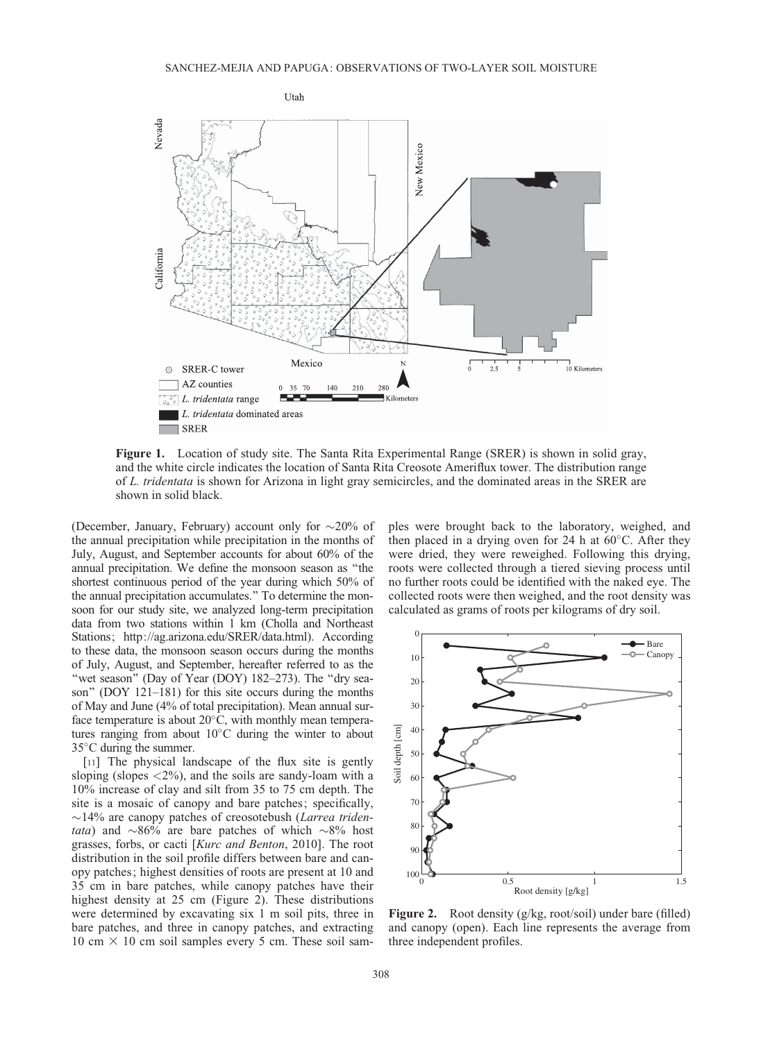Figure 1. Location of study site. The Santa Rita Experimental Range (SRER) is shown in solid gray, and the white circle indicates the location of Santa Rita Creosote Ameriflux tower. The distribution range of *L. tridentata* is shown for Arizona in light gray semicircles, and the dominated areas in the SRER are shown in solid black.

(December, January, February) account only for ~20% of the annual precipitation while precipitation in the months of July, August, and September accounts for about 60% of the annual precipitation. We define the monsoon season as "the shortest continuous period of the year during which 50% of the annual precipitation accumulates." To determine the monsoon for our study site, we analyzed long-term precipitation data from two stations within 1 km (Cholla and Northeast Stations; http://ag.arizona.edu/SRER/data.html). According to these data, the monsoon season occurs during the months of July, August, and September, hereafter referred to as the "wet season" (Day of Year (DOY) 182–273). The "dry season" (DOY 121–181) for this site occurs during the months of May and June (4% of total precipitation). Mean annual surface temperature is about 20°C, with monthly mean temperatures ranging from about 10°C during the winter to about 35°C during the summer.

[11] The physical landscape of the flux site is gently sloping (slopes <2%), and the soils are sandy-loam with a 10% increase of clay and silt from 35 to 75 cm depth. The site is a mosaic of canopy and bare patches; specifically, ~14% are canopy patches of creosotebush (*Larrea tridentata*) and ~86% are bare patches of which ~8% host grasses, forbs, or cacti [*Kurc and Benton*, 2010]. The root distribution in the soil profile differs between bare and canopy patches; highest densities of roots are present at 10 and 35 cm in bare patches, while canopy patches have their highest density at 25 cm (Figure 2). These distributions were determined by excavating six 1 m soil pits, three in bare patches, and three in canopy patches, and extracting 10 cm × 10 cm soil samples every 5 cm. These soil samples were brought back to the laboratory, weighed, and then placed in a drying oven for 24 h at 60°C. After they were dried, they were reweighed. Following this drying, roots were collected through a tiered sieving process until no further roots could be identified with the naked eye. The collected roots were then weighed, and the root density was calculated as grams of roots per kilograms of dry soil.

Figure 2. Root density (g/kg, root/soil) under bare (filled) and canopy (open). Each line represents the average from three independent profiles.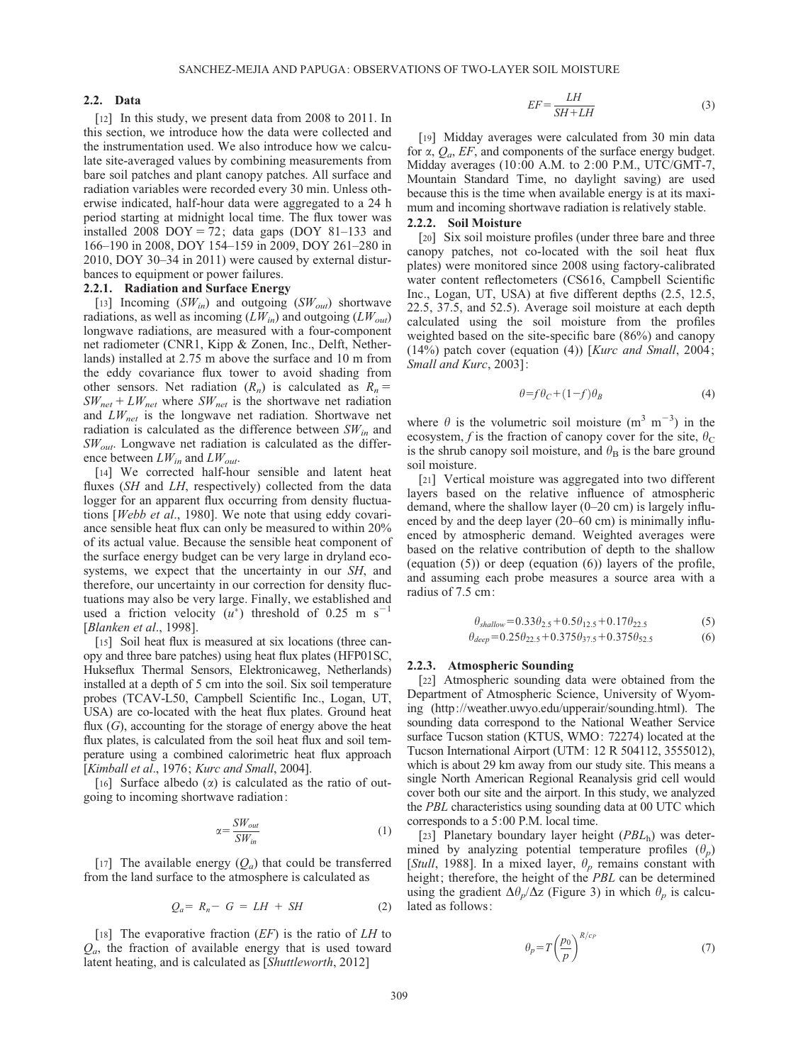### 2.2. Data

[12] In this study, we present data from 2008 to 2011. In this section, we introduce how the data were collected and the instrumentation used. We also introduce how we calculate site-averaged values by combining measurements from bare soil patches and plant canopy patches. All surface and radiation variables were recorded every 30 min. Unless otherwise indicated, half-hour data were aggregated to a 24 h period starting at midnight local time. The flux tower was installed 2008 DOY = 72; data gaps (DOY 81–133 and 166–190 in 2008, DOY 154–159 in 2009, DOY 261–280 in 2010, DOY 30–34 in 2011) were caused by external disturbances to equipment or power failures.

#### 2.2.1. Radiation and Surface Energy

[13] Incoming ($SW_{in}$) and outgoing ($SW_{out}$) shortwave radiations, as well as incoming ($LW_{in}$) and outgoing ($LW_{out}$) longwave radiations, are measured with a four-component net radiometer (CNR1, Kipp & Zonen, Inc., Delft, Netherlands) installed at 2.75 m above the surface and 10 m from the eddy covariance flux tower to avoid shading from other sensors. Net radiation ($R_n$) is calculated as $R_n = SW_{net} + LW_{net}$ where $SW_{net}$ is the shortwave net radiation and $LW_{net}$ is the longwave net radiation. Shortwave net radiation is calculated as the difference between $SW_{in}$ and $SW_{out}$. Longwave net radiation is calculated as the difference between $LW_{in}$ and $LW_{out}$.

[14] We corrected half-hour sensible and latent heat fluxes (*SH* and *LH*, respectively) collected from the data logger for an apparent flux occurring from density fluctuations [*Webb et al*., 1980]. We note that using eddy covariance sensible heat flux can only be measured to within 20% of its actual value. Because the sensible heat component of the surface energy budget can be very large in dryland ecosystems, we expect that the uncertainty in our *SH*, and therefore, our uncertainty in our correction for density fluctuations may also be very large. Finally, we established and used a friction velocity ($u^*$) threshold of 0.25 m s$^{-1}$ [*Blanken et al*., 1998].

[15] Soil heat flux is measured at six locations (three canopy and three bare patches) using heat flux plates (HFP01SC, Hukseflux Thermal Sensors, Elektronicaweg, Netherlands) installed at a depth of 5 cm into the soil. Six soil temperature probes (TCAV-L50, Campbell Scientific Inc., Logan, UT, USA) are co-located with the heat flux plates. Ground heat flux ($G$), accounting for the storage of energy above the heat flux plates, is calculated from the soil heat flux and soil temperature using a combined calorimetric heat flux approach [*Kimball et al*., 1976; *Kurc and Small*, 2004].

[16] Surface albedo ($\alpha$) is calculated as the ratio of outgoing to incoming shortwave radiation:

$$\alpha = \frac{SW_{out}}{SW_{in}} \tag{1}$$

[17] The available energy ($Q_a$) that could be transferred from the land surface to the atmosphere is calculated as

$$Q_a = R_n - G = LH + SH \tag{2}$$

[18] The evaporative fraction ($EF$) is the ratio of $LH$ to $Q_a$, the fraction of available energy that is used toward latent heating, and is calculated as [*Shuttleworth*, 2012]

$$EF = \frac{LH}{SH + LH} \tag{3}$$

[19] Midday averages were calculated from 30 min data for $\alpha$, $Q_a$, $EF$, and components of the surface energy budget. Midday averages (10:00 A.M. to 2:00 P.M., UTC/GMT-7, Mountain Standard Time, no daylight saving) are used because this is the time when available energy is at its maximum and incoming shortwave radiation is relatively stable.

#### 2.2.2. Soil Moisture

[20] Six soil moisture profiles (under three bare and three canopy patches, not co-located with the soil heat flux plates) were monitored since 2008 using factory-calibrated water content reflectometers (CS616, Campbell Scientific Inc., Logan, UT, USA) at five different depths (2.5, 12.5, 22.5, 37.5, and 52.5). Average soil moisture at each depth calculated using the soil moisture from the profiles weighted based on the site-specific bare (86%) and canopy (14%) patch cover (equation (4)) [*Kurc and Small*, 2004; *Small and Kurc*, 2003]:

$$\theta = f\theta_C + (1 - f)\theta_B \tag{4}$$

where $\theta$ is the volumetric soil moisture (m$^3$ m$^{-3}$) in the ecosystem, $f$ is the fraction of canopy cover for the site, $\theta_C$ is the shrub canopy soil moisture, and $\theta_B$ is the bare ground soil moisture.

[21] Vertical moisture was aggregated into two different layers based on the relative influence of atmospheric demand, where the shallow layer (0–20 cm) is largely influenced by and the deep layer (20–60 cm) is minimally influenced by atmospheric demand. Weighted averages were based on the relative contribution of depth to the shallow (equation (5)) or deep (equation (6)) layers of the profile, and assuming each probe measures a source area with a radius of 7.5 cm:

$$\theta_{shallow} = 0.33\theta_{2.5} + 0.5\theta_{12.5} + 0.17\theta_{22.5} \tag{5}$$

$$\theta_{deep} = 0.25\theta_{22.5} + 0.375\theta_{37.5} + 0.375\theta_{52.5} \tag{6}$$

#### 2.2.3. Atmospheric Sounding

[22] Atmospheric sounding data were obtained from the Department of Atmospheric Science, University of Wyoming (http://weather.uwyo.edu/upperair/sounding.html). The sounding data correspond to the National Weather Service surface Tucson station (KTUS, WMO: 72274) located at the Tucson International Airport (UTM: 12 R 504112, 3555012), which is about 29 km away from our study site. This means a single North American Regional Reanalysis grid cell would cover both our site and the airport. In this study, we analyzed the *PBL* characteristics using sounding data at 00 UTC which corresponds to a 5:00 P.M. local time.

[23] Planetary boundary layer height ($PBL_h$) was determined by analyzing potential temperature profiles ($\theta_p$) [*Stull*, 1988]. In a mixed layer, $\theta_p$ remains constant with height; therefore, the height of the *PBL* can be determined using the gradient $\Delta\theta_p/\Delta z$ (Figure 3) in which $\theta_p$ is calculated as follows:

$$\theta_p = T\left(\frac{p_0}{p}\right)^{R/c_P} \tag{7}$$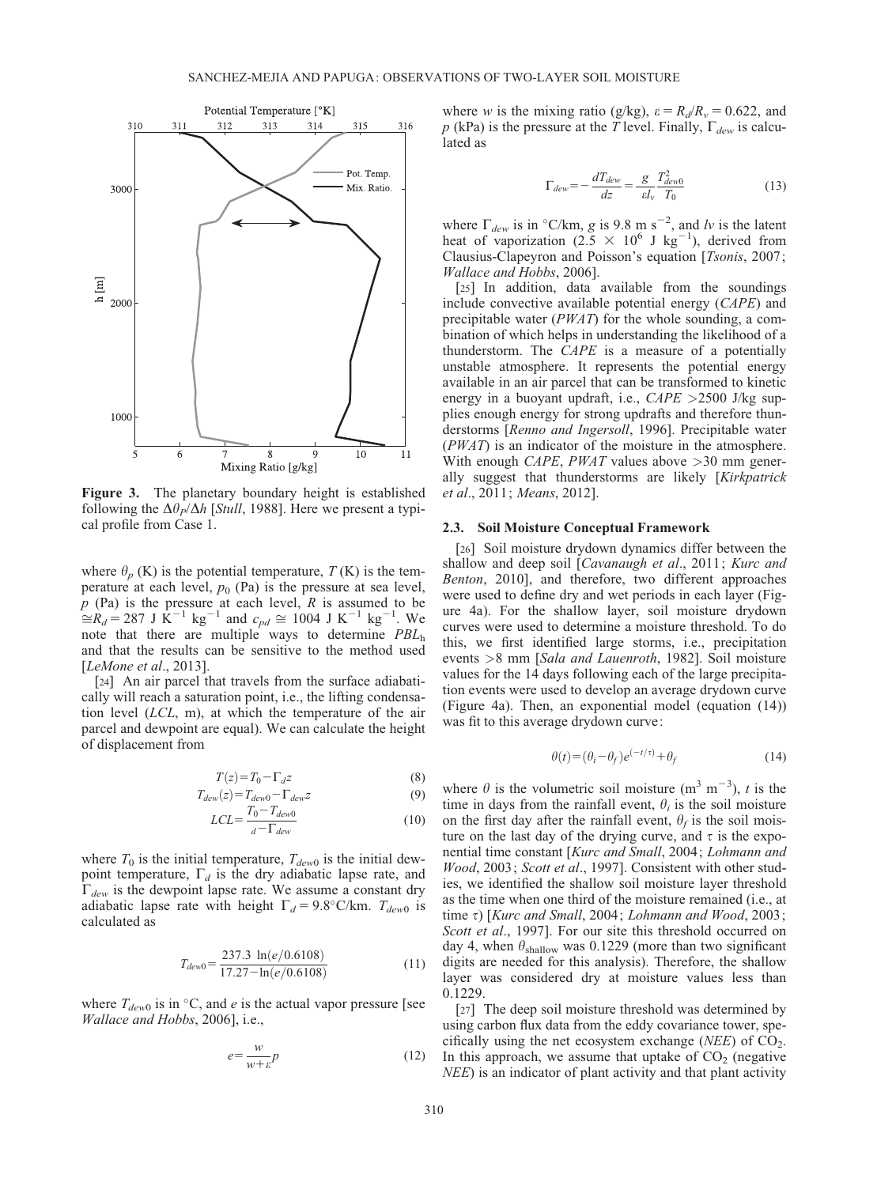**Figure 3.** The planetary boundary height is established following the $\Delta\theta_P/\Delta h$ [*Stull*, 1988]. Here we present a typical profile from Case 1.

where $\theta_p$ (K) is the potential temperature, $T$ (K) is the temperature at each level, $p_0$ (Pa) is the pressure at sea level, $p$ (Pa) is the pressure at each level, $R$ is assumed to be $\cong R_d = 287$ J K$^{-1}$ kg$^{-1}$ and $c_{pd} \cong 1004$ J K$^{-1}$ kg$^{-1}$. We note that there are multiple ways to determine $PBL_h$ and that the results can be sensitive to the method used [*LeMone et al*., 2013].

[24] An air parcel that travels from the surface adiabatically will reach a saturation point, i.e., the lifting condensation level (*LCL*, m), at which the temperature of the air parcel and dewpoint are equal). We can calculate the height of displacement from

$$T(z) = T_0 - \Gamma_d z \tag{8}$$

$$T_{dew}(z) = T_{dew0} - \Gamma_{dew} z \tag{9}$$

$$LCL = \frac{T_0 - T_{dew0}}{_d - \Gamma_{dew}} \tag{10}$$

where $T_0$ is the initial temperature, $T_{dew0}$ is the initial dewpoint temperature, $\Gamma_d$ is the dry adiabatic lapse rate, and $\Gamma_{dew}$ is the dewpoint lapse rate. We assume a constant dry adiabatic lapse rate with height $\Gamma_d = 9.8°$C/km. $T_{dew0}$ is calculated as

$$T_{dew0} = \frac{237.3\ \ln(e/0.6108)}{17.27 - \ln(e/0.6108)} \tag{11}$$

where $T_{dew0}$ is in °C, and $e$ is the actual vapor pressure [see *Wallace and Hobbs*, 2006], i.e.,

$$e = \frac{w}{w + \varepsilon} p \tag{12}$$

where $w$ is the mixing ratio (g/kg), $\varepsilon = R_d/R_v = 0.622$, and $p$ (kPa) is the pressure at the $T$ level. Finally, $\Gamma_{dew}$ is calculated as

$$\Gamma_{dew} = -\frac{dT_{dew}}{dz} = \frac{g}{\varepsilon l_v} \frac{T_{dew0}^2}{T_0} \tag{13}$$

where $\Gamma_{dew}$ is in °C/km, $g$ is 9.8 m s$^{-2}$, and $lv$ is the latent heat of vaporization (2.5 × 10$^6$ J kg$^{-1}$), derived from Clausius-Clapeyron and Poisson's equation [*Tsonis*, 2007; *Wallace and Hobbs*, 2006].

[25] In addition, data available from the soundings include convective available potential energy (*CAPE*) and precipitable water (*PWAT*) for the whole sounding, a combination of which helps in understanding the likelihood of a thunderstorm. The *CAPE* is a measure of a potentially unstable atmosphere. It represents the potential energy available in an air parcel that can be transformed to kinetic energy in a buoyant updraft, i.e., *CAPE* >2500 J/kg supplies enough energy for strong updrafts and therefore thunderstorms [*Renno and Ingersoll*, 1996]. Precipitable water (*PWAT*) is an indicator of the moisture in the atmosphere. With enough *CAPE*, *PWAT* values above >30 mm generally suggest that thunderstorms are likely [*Kirkpatrick et al*., 2011; *Means*, 2012].

### 2.3. Soil Moisture Conceptual Framework

[26] Soil moisture drydown dynamics differ between the shallow and deep soil [*Cavanaugh et al*., 2011; *Kurc and Benton*, 2010], and therefore, two different approaches were used to define dry and wet periods in each layer (Figure 4a). For the shallow layer, soil moisture drydown curves were used to determine a moisture threshold. To do this, we first identified large storms, i.e., precipitation events >8 mm [*Sala and Lauenroth*, 1982]. Soil moisture values for the 14 days following each of the large precipitation events were used to develop an average drydown curve (Figure 4a). Then, an exponential model (equation (14)) was fit to this average drydown curve:

$$\theta(t) = (\theta_i - \theta_f) e^{(-t/\tau)} + \theta_f \tag{14}$$

where $\theta$ is the volumetric soil moisture (m$^3$ m$^{-3}$), $t$ is the time in days from the rainfall event, $\theta_i$ is the soil moisture on the first day after the rainfall event, $\theta_f$ is the soil moisture on the last day of the drying curve, and $\tau$ is the exponential time constant [*Kurc and Small*, 2004; *Lohmann and Wood*, 2003; *Scott et al*., 1997]. Consistent with other studies, we identified the shallow soil moisture layer threshold as the time when one third of the moisture remained (i.e., at time $\tau$) [*Kurc and Small*, 2004; *Lohmann and Wood*, 2003; *Scott et al*., 1997]. For our site this threshold occurred on day 4, when $\theta_{\text{shallow}}$ was 0.1229 (more than two significant digits are needed for this analysis). Therefore, the shallow layer was considered dry at moisture values less than 0.1229.

[27] The deep soil moisture threshold was determined by using carbon flux data from the eddy covariance tower, specifically using the net ecosystem exchange (*NEE*) of $CO_2$. In this approach, we assume that uptake of $CO_2$ (negative *NEE*) is an indicator of plant activity and that plant activity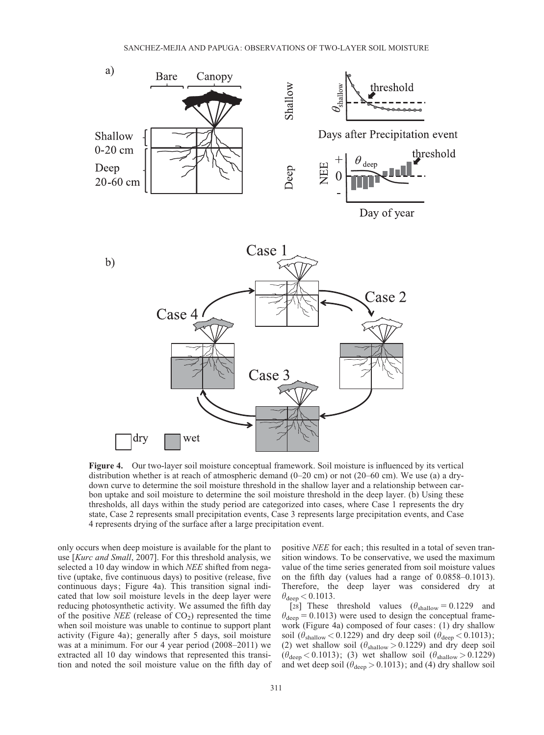**Figure 4.** Our two-layer soil moisture conceptual framework. Soil moisture is influenced by its vertical distribution whether is at reach of atmospheric demand (0–20 cm) or not (20–60 cm). We use (a) a dry-down curve to determine the soil moisture threshold in the shallow layer and a relationship between carbon uptake and soil moisture to determine the soil moisture threshold in the deep layer. (b) Using these thresholds, all days within the study period are categorized into cases, where Case 1 represents the dry state, Case 2 represents small precipitation events, Case 3 represents large precipitation events, and Case 4 represents drying of the surface after a large precipitation event.

only occurs when deep moisture is available for the plant to use [*Kurc and Small*, 2007]. For this threshold analysis, we selected a 10 day window in which *NEE* shifted from negative (uptake, five continuous days) to positive (release, five continuous days; Figure 4a). This transition signal indicated that low soil moisture levels in the deep layer were reducing photosynthetic activity. We assumed the fifth day of the positive *NEE* (release of $CO_2$) represented the time when soil moisture was unable to continue to support plant activity (Figure 4a); generally after 5 days, soil moisture was at a minimum. For our 4 year period (2008–2011) we extracted all 10 day windows that represented this transition and noted the soil moisture value on the fifth day of positive *NEE* for each; this resulted in a total of seven transition windows. To be conservative, we used the maximum value of the time series generated from soil moisture values on the fifth day (values had a range of 0.0858–0.1013). Therefore, the deep layer was considered dry at $\theta_{deep} < 0.1013$.

[28] These threshold values ($\theta_{shallow} = 0.1229$ and $\theta_{deep} = 0.1013$) were used to design the conceptual framework (Figure 4a) composed of four cases: (1) dry shallow soil ($\theta_{shallow} < 0.1229$) and dry deep soil ($\theta_{deep} < 0.1013$); (2) wet shallow soil ($\theta_{shallow} > 0.1229$) and dry deep soil ($\theta_{deep} < 0.1013$); (3) wet shallow soil ($\theta_{shallow} > 0.1229$) and wet deep soil ($\theta_{deep} > 0.1013$); and (4) dry shallow soil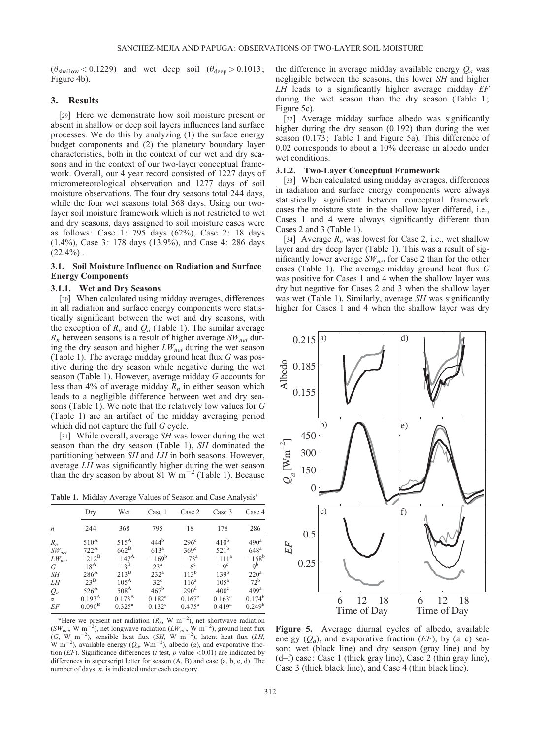($\theta_{shallow} < 0.1229$) and wet deep soil ($\theta_{deep} > 0.1013$; Figure 4b).

## 3. Results

[29] Here we demonstrate how soil moisture present or absent in shallow or deep soil layers influences land surface processes. We do this by analyzing (1) the surface energy budget components and (2) the planetary boundary layer characteristics, both in the context of our wet and dry seasons and in the context of our two-layer conceptual framework. Overall, our 4 year record consisted of 1227 days of micrometeorological observation and 1277 days of soil moisture observations. The four dry seasons total 244 days, while the four wet seasons total 368 days. Using our two-layer soil moisture framework which is not restricted to wet and dry seasons, days assigned to soil moisture cases were as follows: Case 1: 795 days (62%), Case 2: 18 days (1.4%), Case 3: 178 days (13.9%), and Case 4: 286 days (22.4%).

### 3.1. Soil Moisture Influence on Radiation and Surface Energy Components

#### 3.1.1. Wet and Dry Seasons

[30] When calculated using midday averages, differences in all radiation and surface energy components were statistically significant between the wet and dry seasons, with the exception of $R_n$ and $Q_a$ (Table 1). The similar average $R_n$ between seasons is a result of higher average $SW_{net}$ during the dry season and higher $LW_{net}$ during the wet season (Table 1). The average midday ground heat flux $G$ was positive during the dry season while negative during the wet season (Table 1). However, average midday $G$ accounts for less than 4% of average midday $R_n$ in either season which leads to a negligible difference between wet and dry seasons (Table 1). We note that the relatively low values for $G$ (Table 1) are an artifact of the midday averaging period which did not capture the full $G$ cycle.

[31] While overall, average $SH$ was lower during the wet season than the dry season (Table 1), $SH$ dominated the partitioning between $SH$ and $LH$ in both seasons. However, average $LH$ was significantly higher during the wet season than the dry season by about 81 W m$^{-2}$ (Table 1). Because the difference in average midday available energy $Q_a$ was negligible between the seasons, this lower $SH$ and higher $LH$ leads to a significantly higher average midday $EF$ during the wet season than the dry season (Table 1; Figure 5c).

[32] Average midday surface albedo was significantly higher during the dry season (0.192) than during the wet season (0.173; Table 1 and Figure 5a). This difference of 0.02 corresponds to about a 10% decrease in albedo under wet conditions.

#### 3.1.2. Two-Layer Conceptual Framework

[33] When calculated using midday averages, differences in radiation and surface energy components were always statistically significant between conceptual framework cases the moisture state in the shallow layer differed, i.e., Cases 1 and 4 were always significantly different than Cases 2 and 3 (Table 1).

[34] Average $R_n$ was lowest for Case 2, i.e., wet shallow layer and dry deep layer (Table 1). This was a result of significantly lower average $SW_{net}$ for Case 2 than for the other cases (Table 1). The average midday ground heat flux $G$ was positive for Cases 1 and 4 when the shallow layer was dry but negative for Cases 2 and 3 when the shallow layer was wet (Table 1). Similarly, average $SH$ was significantly higher for Cases 1 and 4 when the shallow layer was dry

**Table 1.** Midday Average Values of Season and Case Analysis*

| | Dry | Wet | Case 1 | Case 2 | Case 3 | Case 4 |
|---|---|---|---|---|---|---|
| $n$ | 244 | 368 | 795 | 18 | 178 | 286 |
| $R_n$ | $510^{A}$ | $515^{A}$ | $444^{b}$ | $296^{c}$ | $410^{b}$ | $490^{a}$ |
| $SW_{net}$ | $722^{A}$ | $662^{B}$ | $613^{a}$ | $369^{c}$ | $521^{b}$ | $648^{a}$ |
| $LW_{net}$ | $-212^{B}$ | $-147^{A}$ | $-169^{b}$ | $-73^{a}$ | $-111^{a}$ | $-158^{b}$ |
| $G$ | $18^{A}$ | $-3^{B}$ | $23^{a}$ | $-6^{c}$ | $-9^{c}$ | $9^{b}$ |
| $SH$ | $286^{A}$ | $213^{B}$ | $232^{a}$ | $113^{b}$ | $139^{b}$ | $220^{a}$ |
| $LH$ | $23^{B}$ | $105^{A}$ | $32^{c}$ | $116^{a}$ | $105^{a}$ | $72^{b}$ |
| $Q_a$ | $526^{A}$ | $508^{A}$ | $467^{b}$ | $290^{d}$ | $400^{c}$ | $499^{a}$ |
| $\alpha$ | $0.193^{A}$ | $0.173^{B}$ | $0.182^{a}$ | $0.167^{c}$ | $0.163^{c}$ | $0.174^{b}$ |
| $EF$ | $0.090^{B}$ | $0.325^{a}$ | $0.132^{c}$ | $0.475^{a}$ | $0.419^{a}$ | $0.249^{b}$ |

*Here we present net radiation ($R_n$, W m$^{-2}$), net shortwave radiation ($SW_{net}$, W m$^{-2}$), net longwave radiation ($LW_{net}$, W m$^{-2}$), ground heat flux ($G$, W m$^{-2}$), sensible heat flux ($SH$, W m$^{-2}$), latent heat flux ($LH$, W m$^{-2}$), available energy ($Q_a$, Wm$^{-2}$), albedo ($\alpha$), and evaporative fraction ($EF$). Significance differences ($t$ test, $p$ value <0.01) are indicated by differences in superscript letter for season (A, B) and case (a, b, c, d). The number of days, $n$, is indicated under each category.

**Figure 5.** Average diurnal cycles of albedo, available energy ($Q_a$), and evaporative fraction ($EF$), by (a–c) season: wet (black line) and dry season (gray line) and by (d–f) case: Case 1 (thick gray line), Case 2 (thin gray line), Case 3 (thick black line), and Case 4 (thin black line).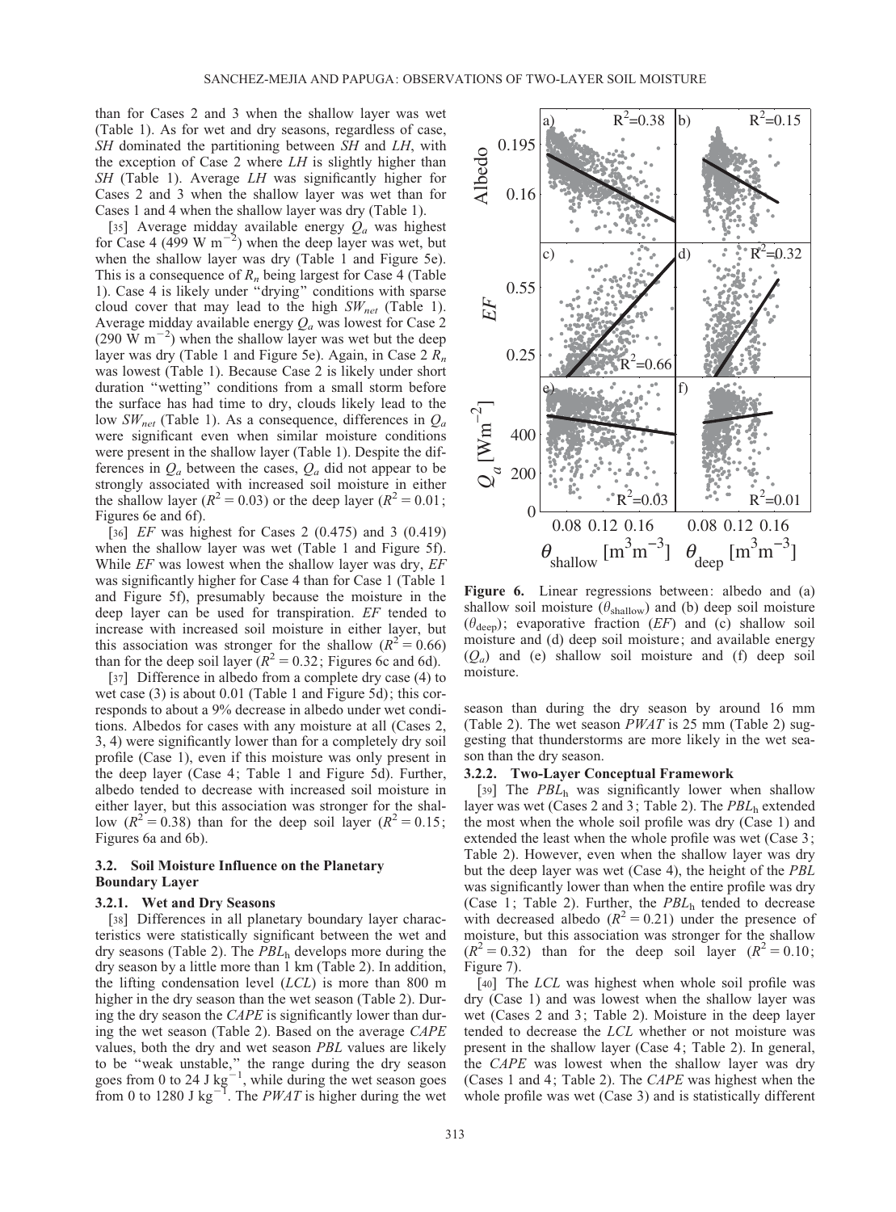than for Cases 2 and 3 when the shallow layer was wet (Table 1). As for wet and dry seasons, regardless of case, *SH* dominated the partitioning between *SH* and *LH*, with the exception of Case 2 where *LH* is slightly higher than *SH* (Table 1). Average *LH* was significantly higher for Cases 2 and 3 when the shallow layer was wet than for Cases 1 and 4 when the shallow layer was dry (Table 1).

[35] Average midday available energy $Q_a$ was highest for Case 4 (499 W m$^{-2}$) when the deep layer was wet, but when the shallow layer was dry (Table 1 and Figure 5e). This is a consequence of $R_n$ being largest for Case 4 (Table 1). Case 4 is likely under "drying" conditions with sparse cloud cover that may lead to the high $SW_{net}$ (Table 1). Average midday available energy $Q_a$ was lowest for Case 2 (290 W m$^{-2}$) when the shallow layer was wet but the deep layer was dry (Table 1 and Figure 5e). Again, in Case 2 $R_n$ was lowest (Table 1). Because Case 2 is likely under short duration "wetting" conditions from a small storm before the surface has had time to dry, clouds likely lead to the low $SW_{net}$ (Table 1). As a consequence, differences in $Q_a$ were significant even when similar moisture conditions were present in the shallow layer (Table 1). Despite the differences in $Q_a$ between the cases, $Q_a$ did not appear to be strongly associated with increased soil moisture in either the shallow layer ($R^2 = 0.03$) or the deep layer ($R^2 = 0.01$; Figures 6e and 6f).

[36] *EF* was highest for Cases 2 (0.475) and 3 (0.419) when the shallow layer was wet (Table 1 and Figure 5f). While *EF* was lowest when the shallow layer was dry, *EF* was significantly higher for Case 4 than for Case 1 (Table 1 and Figure 5f), presumably because the moisture in the deep layer can be used for transpiration. *EF* tended to increase with increased soil moisture in either layer, but this association was stronger for the shallow ($R^2 = 0.66$) than for the deep soil layer ($R^2 = 0.32$; Figures 6c and 6d).

[37] Difference in albedo from a complete dry case (4) to wet case (3) is about 0.01 (Table 1 and Figure 5d); this corresponds to about a 9% decrease in albedo under wet conditions. Albedos for cases with any moisture at all (Cases 2, 3, 4) were significantly lower than for a completely dry soil profile (Case 1), even if this moisture was only present in the deep layer (Case 4; Table 1 and Figure 5d). Further, albedo tended to decrease with increased soil moisture in either layer, but this association was stronger for the shallow ($R^2 = 0.38$) than for the deep soil layer ($R^2 = 0.15$; Figures 6a and 6b).

### 3.2. Soil Moisture Influence on the Planetary Boundary Layer

#### 3.2.1. Wet and Dry Seasons

[38] Differences in all planetary boundary layer characteristics were statistically significant between the wet and dry seasons (Table 2). The $PBL_h$ develops more during the dry season by a little more than 1 km (Table 2). In addition, the lifting condensation level (*LCL*) is more than 800 m higher in the dry season than the wet season (Table 2). During the dry season the *CAPE* is significantly lower than during the wet season (Table 2). Based on the average *CAPE* values, both the dry and wet season *PBL* values are likely to be "weak unstable," the range during the dry season goes from 0 to 24 J kg$^{-1}$, while during the wet season goes from 0 to 1280 J kg$^{-1}$. The *PWAT* is higher during the wet season than during the dry season by around 16 mm (Table 2). The wet season *PWAT* is 25 mm (Table 2) suggesting that thunderstorms are more likely in the wet season than the dry season.

**Figure 6.** Linear regressions between: albedo and (a) shallow soil moisture ($\theta_{\text{shallow}}$) and (b) deep soil moisture ($\theta_{\text{deep}}$); evaporative fraction (*EF*) and (c) shallow soil moisture and (d) deep soil moisture; and available energy ($Q_a$) and (e) shallow soil moisture and (f) deep soil moisture.

#### 3.2.2. Two-Layer Conceptual Framework

[39] The $PBL_h$ was significantly lower when shallow layer was wet (Cases 2 and 3; Table 2). The $PBL_h$ extended the most when the whole soil profile was dry (Case 1) and extended the least when the whole profile was wet (Case 3; Table 2). However, even when the shallow layer was dry but the deep layer was wet (Case 4), the height of the *PBL* was significantly lower than when the entire profile was dry (Case 1; Table 2). Further, the $PBL_h$ tended to decrease with decreased albedo ($R^2 = 0.21$) under the presence of moisture, but this association was stronger for the shallow ($R^2 = 0.32$) than for the deep soil layer ($R^2 = 0.10$; Figure 7).

[40] The *LCL* was highest when whole soil profile was dry (Case 1) and was lowest when the shallow layer was wet (Cases 2 and 3; Table 2). Moisture in the deep layer tended to decrease the *LCL* whether or not moisture was present in the shallow layer (Case 4; Table 2). In general, the *CAPE* was lowest when the shallow layer was dry (Cases 1 and 4; Table 2). The *CAPE* was highest when the whole profile was wet (Case 3) and is statistically different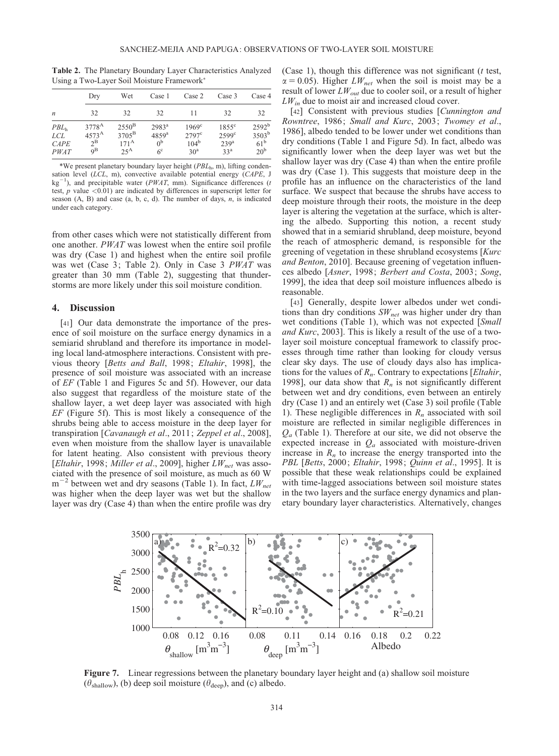**Table 2.** The Planetary Boundary Layer Characteristics Analyzed Using a Two-Layer Soil Moisture Framework*

| | Dry | Wet | Case 1 | Case 2 | Case 3 | Case 4 |
|---|---|---|---|---|---|---|
| *n* | 32 | 32 | 32 | 11 | 32 | 32 |
| $PBL_h$ | $3778^A$ | $2550^B$ | $2983^a$ | $1969^c$ | $1855^c$ | $2592^b$ |
| *LCL* | $4573^A$ | $3705^B$ | $4859^a$ | $2797^c$ | $2599^c$ | $3503^b$ |
| *CAPE* | $2^B$ | $171^A$ | $0^b$ | $104^b$ | $239^a$ | $61^b$ |
| *PWAT* | $9^B$ | $25^A$ | $6^c$ | $30^a$ | $33^a$ | $20^b$ |

*We present planetary boundary layer height ($PBL_h$, m), lifting condensation level (*LCL*, m), convective available potential energy (*CAPE*, J kg$^{-1}$), and precipitable water (*PWAT*, mm). Significance differences (*t* test, *p* value <0.01) are indicated by differences in superscript letter for season (A, B) and case (a, b, c, d). The number of days, *n*, is indicated under each category.

from other cases which were not statistically different from one another. *PWAT* was lowest when the entire soil profile was dry (Case 1) and highest when the entire soil profile was wet (Case 3; Table 2). Only in Case 3 *PWAT* was greater than 30 mm (Table 2), suggesting that thunderstorms are more likely under this soil moisture condition.

## 4. Discussion

[41] Our data demonstrate the importance of the presence of soil moisture on the surface energy dynamics in a semiarid shrubland and therefore its importance in modeling local land-atmosphere interactions. Consistent with previous theory [*Betts and Ball*, 1998; *Eltahir*, 1998], the presence of soil moisture was associated with an increase of *EF* (Table 1 and Figures 5c and 5f). However, our data also suggest that regardless of the moisture state of the shallow layer, a wet deep layer was associated with high *EF* (Figure 5f). This is most likely a consequence of the shrubs being able to access moisture in the deep layer for transpiration [*Cavanaugh et al.*, 2011; *Zeppel et al.*, 2008], even when moisture from the shallow layer is unavailable for latent heating. Also consistent with previous theory [*Eltahir*, 1998; *Miller et al.*, 2009], higher $LW_{net}$ was associated with the presence of soil moisture, as much as 60 W m$^{-2}$ between wet and dry seasons (Table 1). In fact, $LW_{net}$ was higher when the deep layer was wet but the shallow layer was dry (Case 4) than when the entire profile was dry (Case 1), though this difference was not significant (*t* test, $\alpha = 0.05$). Higher $LW_{net}$ when the soil is moist may be a result of lower $LW_{out}$ due to cooler soil, or a result of higher $LW_{in}$ due to moist air and increased cloud cover.

[42] Consistent with previous studies [*Cunnington and Rowntree*, 1986; *Small and Kurc*, 2003; *Twomey et al.*, 1986], albedo tended to be lower under wet conditions than dry conditions (Table 1 and Figure 5d). In fact, albedo was significantly lower when the deep layer was wet but the shallow layer was dry (Case 4) than when the entire profile was dry (Case 1). This suggests that moisture deep in the profile has an influence on the characteristics of the land surface. We suspect that because the shrubs have access to deep moisture through their roots, the moisture in the deep layer is altering the vegetation at the surface, which is altering the albedo. Supporting this notion, a recent study showed that in a semiarid shrubland, deep moisture, beyond the reach of atmospheric demand, is responsible for the greening of vegetation in these shrubland ecosystems [*Kurc and Benton*, 2010]. Because greening of vegetation influences albedo [*Asner*, 1998; *Berbert and Costa*, 2003; *Song*, 1999], the idea that deep soil moisture influences albedo is reasonable.

[43] Generally, despite lower albedos under wet conditions than dry conditions $SW_{net}$ was higher under dry than wet conditions (Table 1), which was not expected [*Small and Kurc*, 2003]. This is likely a result of the use of a two-layer soil moisture conceptual framework to classify processes through time rather than looking for cloudy versus clear sky days. The use of cloudy days also has implications for the values of $R_n$. Contrary to expectations [*Eltahir*, 1998], our data show that $R_n$ is not significantly different between wet and dry conditions, even between an entirely dry (Case 1) and an entirely wet (Case 3) soil profile (Table 1). These negligible differences in $R_n$ associated with soil moisture are reflected in similar negligible differences in $Q_a$ (Table 1). Therefore at our site, we did not observe the expected increase in $Q_a$ associated with moisture-driven increase in $R_n$ to increase the energy transported into the *PBL* [*Betts*, 2000; *Eltahir*, 1998; *Quinn et al.*, 1995]. It is possible that these weak relationships could be explained with time-lagged associations between soil moisture states in the two layers and the surface energy dynamics and planetary boundary layer characteristics. Alternatively, changes

**Figure 7.** Linear regressions between the planetary boundary layer height and (a) shallow soil moisture ($\theta_{shallow}$), (b) deep soil moisture ($\theta_{deep}$), and (c) albedo.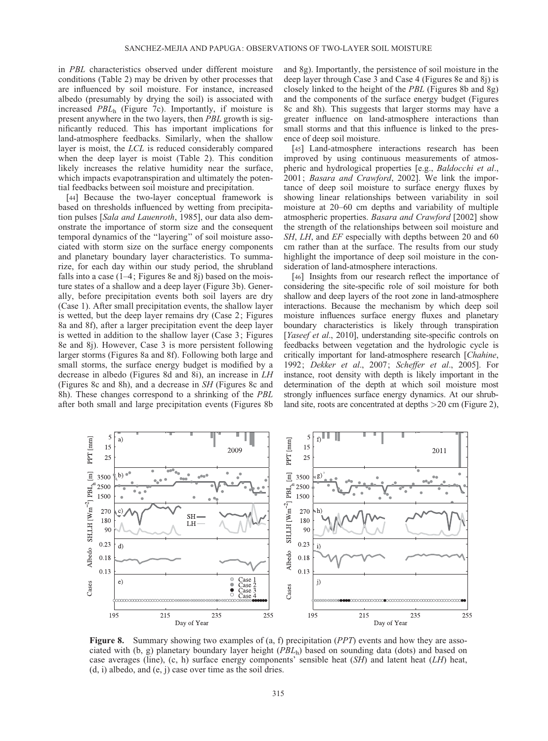in *PBL* characteristics observed under different moisture conditions (Table 2) may be driven by other processes that are influenced by soil moisture. For instance, increased albedo (presumably by drying the soil) is associated with increased $PBL_h$ (Figure 7c). Importantly, if moisture is present anywhere in the two layers, then *PBL* growth is significantly reduced. This has important implications for land-atmosphere feedbacks. Similarly, when the shallow layer is moist, the *LCL* is reduced considerably compared when the deep layer is moist (Table 2). This condition likely increases the relative humidity near the surface, which impacts evapotranspiration and ultimately the potential feedbacks between soil moisture and precipitation.

[44] Because the two-layer conceptual framework is based on thresholds influenced by wetting from precipitation pulses [*Sala and Lauenroth*, 1985], our data also demonstrate the importance of storm size and the consequent temporal dynamics of the "layering" of soil moisture associated with storm size on the surface energy components and planetary boundary layer characteristics. To summarize, for each day within our study period, the shrubland falls into a case (1–4; Figures 8e and 8j) based on the moisture states of a shallow and a deep layer (Figure 3b). Generally, before precipitation events both soil layers are dry (Case 1). After small precipitation events, the shallow layer is wetted, but the deep layer remains dry (Case 2; Figures 8a and 8f), after a larger precipitation event the deep layer is wetted in addition to the shallow layer (Case 3; Figures 8e and 8j). However, Case 3 is more persistent following larger storms (Figures 8a and 8f). Following both large and small storms, the surface energy budget is modified by a decrease in albedo (Figures 8d and 8i), an increase in *LH* (Figures 8c and 8h), and a decrease in *SH* (Figures 8c and 8h). These changes correspond to a shrinking of the *PBL* after both small and large precipitation events (Figures 8b and 8g). Importantly, the persistence of soil moisture in the deep layer through Case 3 and Case 4 (Figures 8e and 8j) is closely linked to the height of the *PBL* (Figures 8b and 8g) and the components of the surface energy budget (Figures 8c and 8h). This suggests that larger storms may have a greater influence on land-atmosphere interactions than small storms and that this influence is linked to the presence of deep soil moisture.

[45] Land-atmosphere interactions research has been improved by using continuous measurements of atmospheric and hydrological properties [e.g., *Baldocchi et al*., 2001; *Basara and Crawford*, 2002]. We link the importance of deep soil moisture to surface energy fluxes by showing linear relationships between variability in soil moisture at 20–60 cm depths and variability of multiple atmospheric properties. *Basara and Crawford* [2002] show the strength of the relationships between soil moisture and *SH*, *LH*, and *EF* especially with depths between 20 and 60 cm rather than at the surface. The results from our study highlight the importance of deep soil moisture in the consideration of land-atmosphere interactions.

[46] Insights from our research reflect the importance of considering the site-specific role of soil moisture for both shallow and deep layers of the root zone in land-atmosphere interactions. Because the mechanism by which deep soil moisture influences surface energy fluxes and planetary boundary characteristics is likely through transpiration [*Yaseef et al*., 2010], understanding site-specific controls on feedbacks between vegetation and the hydrologic cycle is critically important for land-atmosphere research [*Chahine*, 1992; *Dekker et al*., 2007; *Scheffer et al*., 2005]. For instance, root density with depth is likely important in the determination of the depth at which soil moisture most strongly influences surface energy dynamics. At our shrubland site, roots are concentrated at depths >20 cm (Figure 2),

**Figure 8.** Summary showing two examples of (a, f) precipitation (*PPT*) events and how they are associated with (b, g) planetary boundary layer height ($PBL_h$) based on sounding data (dots) and based on case averages (line), (c, h) surface energy components' sensible heat (*SH*) and latent heat (*LH*) heat, (d, i) albedo, and (e, j) case over time as the soil dries.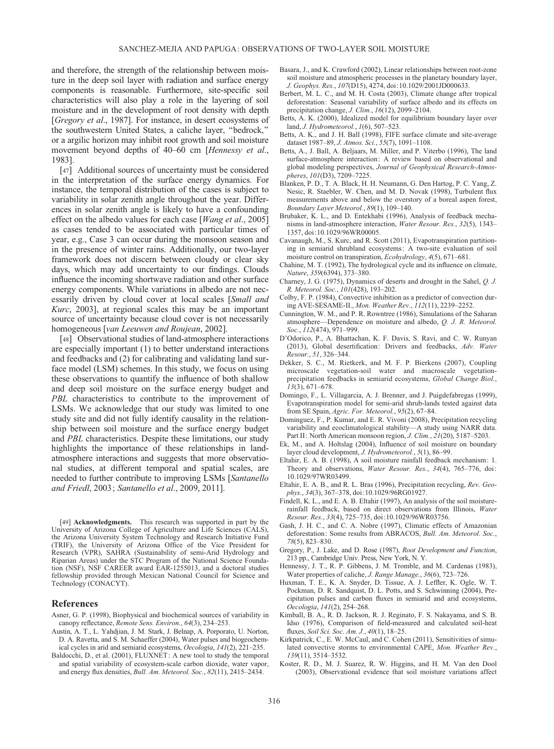and therefore, the strength of the relationship between moisture in the deep soil layer with radiation and surface energy components is reasonable. Furthermore, site-specific soil characteristics will also play a role in the layering of soil moisture and in the development of root density with depth [*Gregory et al*., 1987]. For instance, in desert ecosystems of the southwestern United States, a caliche layer, "bedrock," or a argilic horizon may inhibit root growth and soil moisture movement beyond depths of 40–60 cm [*Hennessy et al*., 1983].

[47] Additional sources of uncertainty must be considered in the interpretation of the surface energy dynamics. For instance, the temporal distribution of the cases is subject to variability in solar zenith angle throughout the year. Differences in solar zenith angle is likely to have a confounding effect on the albedo values for each case [*Wang et al*., 2005] as cases tended to be associated with particular times of year, e.g., Case 3 can occur during the monsoon season and in the presence of winter rains. Additionally, our two-layer framework does not discern between cloudy or clear sky days, which may add uncertainty to our findings. Clouds influence the incoming shortwave radiation and other surface energy components. While variations in albedo are not necessarily driven by cloud cover at local scales [*Small and Kurc*, 2003], at regional scales this may be an important source of uncertainty because cloud cover is not necessarily homogeneous [*van Leeuwen and Roujean*, 2002].

[48] Observational studies of land-atmosphere interactions are especially important (1) to better understand interactions and feedbacks and (2) for calibrating and validating land surface model (LSM) schemes. In this study, we focus on using these observations to quantify the influence of both shallow and deep soil moisture on the surface energy budget and *PBL* characteristics to contribute to the improvement of LSMs. We acknowledge that our study was limited to one study site and did not fully identify causality in the relationship between soil moisture and the surface energy budget and *PBL* characteristics. Despite these limitations, our study highlights the importance of these relationships in land-atmosphere interactions and suggests that more observational studies, at different temporal and spatial scales, are needed to further contribute to improving LSMs [*Santanello and Friedl*, 2003; *Santanello et al*., 2009, 2011].

[49] **Acknowledgments.** This research was supported in part by the University of Arizona College of Agriculture and Life Sciences (CALS), the Arizona University System Technology and Research Initiative Fund (TRIF), the University of Arizona Office of the Vice President for Research (VPR), SAHRA (Sustainability of semi-Arid Hydrology and Riparian Areas) under the STC Program of the National Science Foundation (NSF), NSF CAREER award EAR-1255013, and a doctoral studies fellowship provided through Mexican National Council for Science and Technology (CONACYT).

## References

Asner, G. P. (1998), Biophysical and biochemical sources of variability in canopy reflectance, *Remote Sens. Environ.*, *64*(3), 234–253.

Austin, A. T., L. Yahdjian, J. M. Stark, J. Belnap, A. Porporato, U. Norton, D. A. Ravetta, and S. M. Schaeffer (2004), Water pulses and biogeochemical cycles in arid and semiarid ecosystems, *Oecologia*, *141*(2), 221–235.

Baldocchi, D., et al. (2001), FLUXNET: A new tool to study the temporal and spatial variability of ecosystem-scale carbon dioxide, water vapor, and energy flux densities, *Bull. Am. Meteorol. Soc.*, *82*(11), 2415–2434.

Basara, J., and K. Crawford (2002), Linear relationships between root-zone soil moisture and atmospheric processes in the planetary boundary layer, *J. Geophys. Res.*, *107*(D15), 4274, doi:10.1029/2001JD000633.

Berbert, M. L. C., and M. H. Costa (2003), Climate change after tropical deforestation: Seasonal variability of surface albedo and its effects on precipitation change, *J. Clim.*, *16*(12), 2099–2104.

Betts, A. K. (2000), Idealized model for equilibrium boundary layer over land, *J. Hydrometeorol.*, *1*(6), 507–523.

Betts, A. K., and J. H. Ball (1998), FIFE surface climate and site-average dataset 1987–89, *J. Atmos. Sci.*, *55*(7), 1091–1108.

Betts, A., J. Ball, A. Beljaars, M. Miller, and P. Viterbo (1996), The land surface-atmosphere interaction: A review based on observational and global modeling perspectives, *Journal of Geophysical Research-Atmospheres*, *101*(D3), 7209–7225.

Blanken, P. D., T. A. Black, H. H. Neumann, G. Den Hartog, P. C. Yang, Z. Nesic, R. Staebler, W. Chen, and M. D. Novak (1998), Turbulent flux measurements above and below the overstory of a boreal aspen forest, *Boundary Layer Meteorol.*, *89*(1), 109–140.

Brubaker, K. L., and D. Entekhabi (1996), Analysis of feedback mechanisms in land-atmosphere interaction, *Water Resour. Res.*, *32*(5), 1343–1357, doi:10.1029/96WR00005.

Cavanaugh, M. L., S. A. Kurc, and R. Scott (2011), Evapotranspiration partitioning in semiarid shrubland ecosystems: A two-site evaluation of soil moisture control on transpiration, *Ecohydrology*, *4*(5), 671–681.

Chahine, M. T. (1992), The hydrological cycle and its influence on climate, *Nature*, *359*(6394), 373–380.

Charney, J. G. (1975), Dynamics of deserts and drought in the Sahel, *Q. J. R. Meteorol. Soc.*, *101*(428), 193–202.

Colby, F. P. (1984), Convective inhibition as a predictor of convection during AVE-SESAME-II., *Mon. Weather Rev.*, *112*(11), 2239–2252.

Cunnington, W. M., and P. R. Rowntree (1986), Simulations of the Saharan atmosphere—Dependence on moisture and albedo, *Q. J. R. Meteorol. Soc.*, *112*(474), 971–999.

D'Odorico, P., A. Bhattachan, K. F. Davis, S. Ravi, and C. W. Runyan (2013), Global desertification: Drivers and feedbacks, *Adv. Water Resour.*, *51*, 326–344.

Dekker, S. C., M. Rietkerk, and M. F. P. Bierkens (2007), Coupling microscale vegetation-soil water and macroscale vegetation-precipitation feedbacks in semiarid ecosystems, *Global Change Biol.*, *13*(3), 671–678.

Domingo, F., L. Villagarcia, A. J. Brenner, and J. Puigdefabregas (1999), Evapotranspiration model for semi-arid shrub-lands tested against data from SE Spain, *Agric. For. Meteorol.*, *95*(2), 67–84.

Dominguez, F., P. Kumar, and E. R. Vivoni (2008), Precipitation recycling variability and ecoclimatological stability—A study using NARR data. Part II: North American monsoon region, *J. Clim.*, *21*(20), 5187–5203.

Ek, M., and A. Holtslag (2004), Influence of soil moisture on boundary layer cloud development, *J. Hydrometeorol.*, *5*(1), 86–99.

Eltahir, E. A. B. (1998), A soil moisture rainfall feedback mechanism: 1. Theory and observations, *Water Resour. Res.*, *34*(4), 765–776, doi:10.1029/97WR03499.

Eltahir, E. A. B., and R. L. Bras (1996), Precipitation recycling, *Rev. Geophys.*, *34*(3), 367–378, doi:10.1029/96RG01927.

Findell, K. L., and E. A. B. Eltahir (1997), An analysis of the soil moisture-rainfall feedback, based on direct observations from Illinois, *Water Resour. Res.*, *33*(4), 725–735, doi:10.1029/96WR03756.

Gash, J. H. C., and C. A. Nobre (1997), Climatic effects of Amazonian deforestation: Some results from ABRACOS, *Bull. Am. Meteorol. Soc.*, *78*(5), 823–830.

Gregory, P., J. Lake, and D. Rose (1987), *Root Development and Function*, 213 pp., Cambridge Univ. Press, New York, N. Y.

Hennessy, J. T., R. P. Gibbens, J. M. Tromble, and M. Cardenas (1983), Water properties of caliche, *J. Range Manage.*, *36*(6), 723–726.

Huxman, T. E., K. A. Snyder, D. Tissue, A. J. Leffler, K. Ogle, W. T. Pockman, D. R. Sandquist, D. L. Potts, and S. Schwinning (2004), Precipitation pulses and carbon fluxes in semiarid and arid ecosystems, *Oecologia*, *141*(2), 254–268.

Kimball, B. A., R. D. Jackson, R. J. Reginato, F. S. Nakayama, and S. B. Idso (1976), Comparison of field-measured and calculated soil-heat fluxes, *Soil Sci. Soc. Am. J.*, *40*(1), 18–25.

Kirkpatrick, C., E. W. McCaul, and C. Cohen (2011), Sensitivities of simulated convective storms to environmental CAPE, *Mon. Weather Rev.*, *139*(11), 3514–3532.

Koster, R. D., M. J. Suarez, R. W. Higgins, and H. M. Van den Dool (2003), Observational evidence that soil moisture variations affect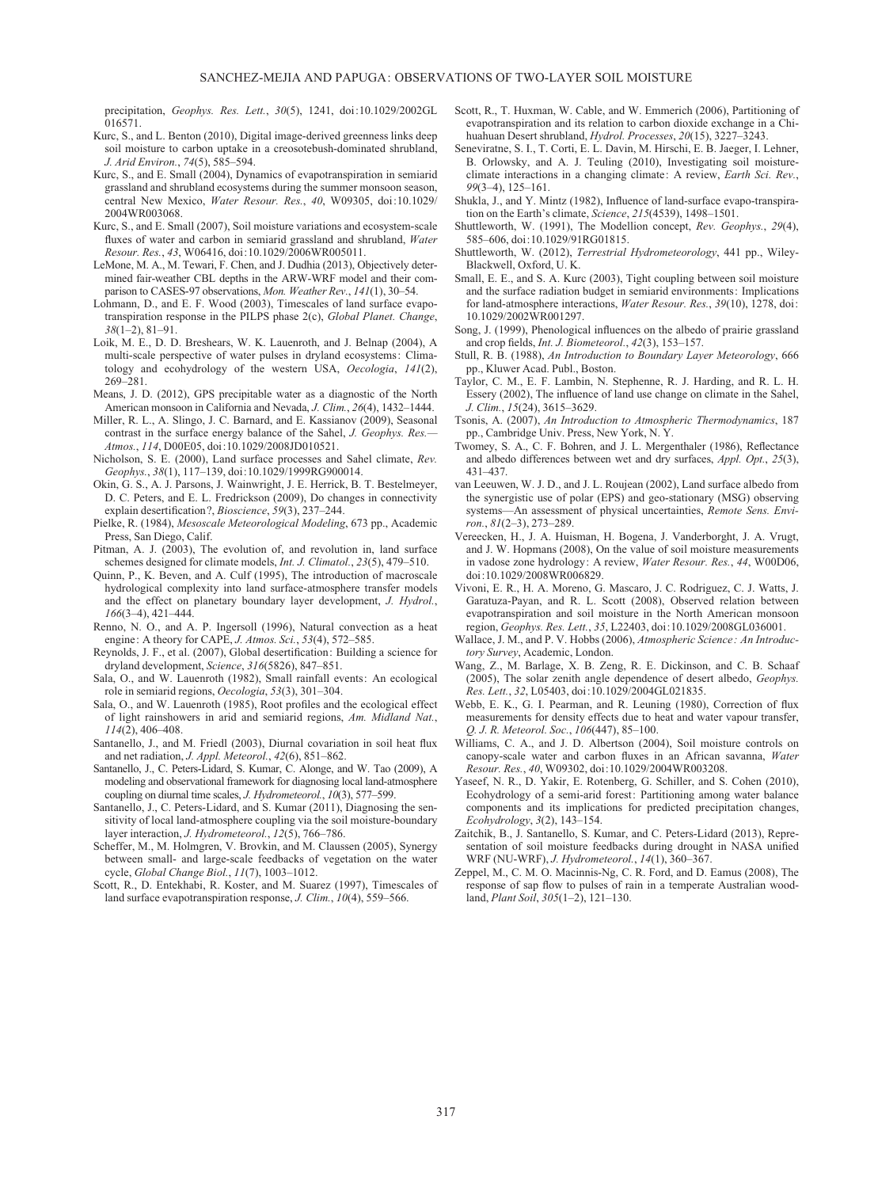precipitation, *Geophys. Res. Lett.*, *30*(5), 1241, doi:10.1029/2002GL016571.

Kurc, S., and L. Benton (2010), Digital image-derived greenness links deep soil moisture to carbon uptake in a creosotebush-dominated shrubland, *J. Arid Environ.*, *74*(5), 585–594.

Kurc, S., and E. Small (2004), Dynamics of evapotranspiration in semiarid grassland and shrubland ecosystems during the summer monsoon season, central New Mexico, *Water Resour. Res.*, *40*, W09305, doi:10.1029/2004WR003068.

Kurc, S., and E. Small (2007), Soil moisture variations and ecosystem-scale fluxes of water and carbon in semiarid grassland and shrubland, *Water Resour. Res.*, *43*, W06416, doi:10.1029/2006WR005011.

LeMone, M. A., M. Tewari, F. Chen, and J. Dudhia (2013), Objectively determined fair-weather CBL depths in the ARW-WRF model and their comparison to CASES-97 observations, *Mon. Weather Rev.*, *141*(1), 30–54.

Lohmann, D., and E. F. Wood (2003), Timescales of land surface evapotranspiration response in the PILPS phase 2(c), *Global Planet. Change*, *38*(1–2), 81–91.

Loik, M. E., D. D. Breshears, W. K. Lauenroth, and J. Belnap (2004), A multi-scale perspective of water pulses in dryland ecosystems: Climatology and ecohydrology of the western USA, *Oecologia*, *141*(2), 269–281.

Means, J. D. (2012), GPS precipitable water as a diagnostic of the North American monsoon in California and Nevada, *J. Clim.*, *26*(4), 1432–1444.

Miller, R. L., A. Slingo, J. C. Barnard, and E. Kassianov (2009), Seasonal contrast in the surface energy balance of the Sahel, *J. Geophys. Res.—Atmos.*, *114*, D00E05, doi:10.1029/2008JD010521.

Nicholson, S. E. (2000), Land surface processes and Sahel climate, *Rev. Geophys.*, *38*(1), 117–139, doi:10.1029/1999RG900014.

Okin, G. S., A. J. Parsons, J. Wainwright, J. E. Herrick, B. T. Bestelmeyer, D. C. Peters, and E. L. Fredrickson (2009), Do changes in connectivity explain desertification?, *Bioscience*, *59*(3), 237–244.

Pielke, R. (1984), *Mesoscale Meteorological Modeling*, 673 pp., Academic Press, San Diego, Calif.

Pitman, A. J. (2003), The evolution of, and revolution in, land surface schemes designed for climate models, *Int. J. Climatol.*, *23*(5), 479–510.

Quinn, P., K. Beven, and A. Culf (1995), The introduction of macroscale hydrological complexity into land surface-atmosphere transfer models and the effect on planetary boundary layer development, *J. Hydrol.*, *166*(3–4), 421–444.

Renno, N. O., and A. P. Ingersoll (1996), Natural convection as a heat engine: A theory for CAPE, *J. Atmos. Sci.*, *53*(4), 572–585.

Reynolds, J. F., et al. (2007), Global desertification: Building a science for dryland development, *Science*, *316*(5826), 847–851.

Sala, O., and W. Lauenroth (1982), Small rainfall events: An ecological role in semiarid regions, *Oecologia*, *53*(3), 301–304.

Sala, O., and W. Lauenroth (1985), Root profiles and the ecological effect of light rainshowers in arid and semiarid regions, *Am. Midland Nat.*, *114*(2), 406–408.

Santanello, J., and M. Friedl (2003), Diurnal covariation in soil heat flux and net radiation, *J. Appl. Meteorol.*, *42*(6), 851–862.

Santanello, J., C. Peters-Lidard, S. Kumar, C. Alonge, and W. Tao (2009), A modeling and observational framework for diagnosing local land-atmosphere coupling on diurnal time scales, *J. Hydrometeorol.*, *10*(3), 577–599.

Santanello, J., C. Peters-Lidard, and S. Kumar (2011), Diagnosing the sensitivity of local land-atmosphere coupling via the soil moisture-boundary layer interaction, *J. Hydrometeorol.*, *12*(5), 766–786.

Scheffer, M., M. Holmgren, V. Brovkin, and M. Claussen (2005), Synergy between small- and large-scale feedbacks of vegetation on the water cycle, *Global Change Biol.*, *11*(7), 1003–1012.

Scott, R., D. Entekhabi, R. Koster, and M. Suarez (1997), Timescales of land surface evapotranspiration response, *J. Clim.*, *10*(4), 559–566.

Scott, R., T. Huxman, W. Cable, and W. Emmerich (2006), Partitioning of evapotranspiration and its relation to carbon dioxide exchange in a Chihuahuan Desert shrubland, *Hydrol. Processes*, *20*(15), 3227–3243.

Seneviratne, S. I., T. Corti, E. L. Davin, M. Hirschi, E. B. Jaeger, I. Lehner, B. Orlowsky, and A. J. Teuling (2010), Investigating soil moisture-climate interactions in a changing climate: A review, *Earth Sci. Rev.*, *99*(3–4), 125–161.

Shukla, J., and Y. Mintz (1982), Influence of land-surface evapo-transpiration on the Earth's climate, *Science*, *215*(4539), 1498–1501.

Shuttleworth, W. (1991), The Modellion concept, *Rev. Geophys.*, *29*(4), 585–606, doi:10.1029/91RG01815.

Shuttleworth, W. (2012), *Terrestrial Hydrometeorology*, 441 pp., Wiley-Blackwell, Oxford, U. K.

Small, E. E., and S. A. Kurc (2003), Tight coupling between soil moisture and the surface radiation budget in semiarid environments: Implications for land-atmosphere interactions, *Water Resour. Res.*, *39*(10), 1278, doi:10.1029/2002WR001297.

Song, J. (1999), Phenological influences on the albedo of prairie grassland and crop fields, *Int. J. Biometeorol.*, *42*(3), 153–157.

Stull, R. B. (1988), *An Introduction to Boundary Layer Meteorology*, 666 pp., Kluwer Acad. Publ., Boston.

Taylor, C. M., E. F. Lambin, N. Stephenne, R. J. Harding, and R. L. H. Essery (2002), The influence of land use change on climate in the Sahel, *J. Clim.*, *15*(24), 3615–3629.

Tsonis, A. (2007), *An Introduction to Atmospheric Thermodynamics*, 187 pp., Cambridge Univ. Press, New York, N. Y.

Twomey, S. A., C. F. Bohren, and J. L. Mergenthaler (1986), Reflectance and albedo differences between wet and dry surfaces, *Appl. Opt.*, *25*(3), 431–437.

van Leeuwen, W. J. D., and J. L. Roujean (2002), Land surface albedo from the synergistic use of polar (EPS) and geo-stationary (MSG) observing systems—An assessment of physical uncertainties, *Remote Sens. Environ.*, *81*(2–3), 273–289.

Vereecken, H., J. A. Huisman, H. Bogena, J. Vanderborght, J. A. Vrugt, and J. W. Hopmans (2008), On the value of soil moisture measurements in vadose zone hydrology: A review, *Water Resour. Res.*, *44*, W00D06, doi:10.1029/2008WR006829.

Vivoni, E. R., H. A. Moreno, G. Mascaro, J. C. Rodriguez, C. J. Watts, J. Garatuza-Payan, and R. L. Scott (2008), Observed relation between evapotranspiration and soil moisture in the North American monsoon region, *Geophys. Res. Lett.*, *35*, L22403, doi:10.1029/2008GL036001.

Wallace, J. M., and P. V. Hobbs (2006), *Atmospheric Science: An Introductory Survey*, Academic, London.

Wang, Z., M. Barlage, X. B. Zeng, R. E. Dickinson, and C. B. Schaaf (2005), The solar zenith angle dependence of desert albedo, *Geophys. Res. Lett.*, *32*, L05403, doi:10.1029/2004GL021835.

Webb, E. K., G. I. Pearman, and R. Leuning (1980), Correction of flux measurements for density effects due to heat and water vapour transfer, *Q. J. R. Meteorol. Soc.*, *106*(447), 85–100.

Williams, C. A., and J. D. Albertson (2004), Soil moisture controls on canopy-scale water and carbon fluxes in an African savanna, *Water Resour. Res.*, *40*, W09302, doi:10.1029/2004WR003208.

Yaseef, N. R., D. Yakir, E. Rotenberg, G. Schiller, and S. Cohen (2010), Ecohydrology of a semi-arid forest: Partitioning among water balance components and its implications for predicted precipitation changes, *Ecohydrology*, *3*(2), 143–154.

Zaitchik, B., J. Santanello, S. Kumar, and C. Peters-Lidard (2013), Representation of soil moisture feedbacks during drought in NASA unified WRF (NU-WRF), *J. Hydrometeorol.*, *14*(1), 360–367.

Zeppel, M., C. M. O. Macinnis-Ng, C. R. Ford, and D. Eamus (2008), The response of sap flow to pulses of rain in a temperate Australian woodland, *Plant Soil*, *305*(1–2), 121–130.